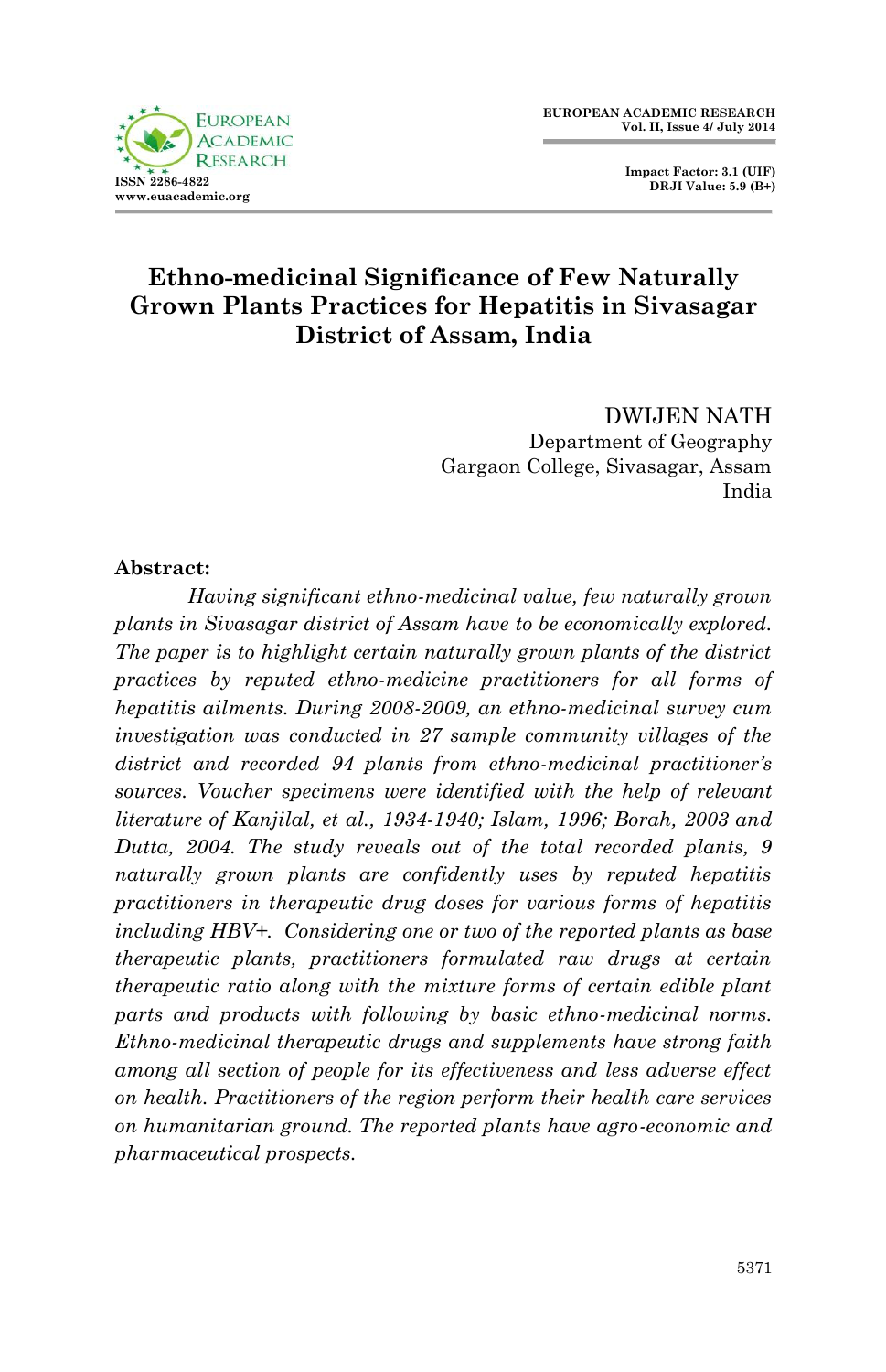# Ethno-medicinal Significance of Few Naturally Grown Plants Practices for Hepatitis in Sivasagar District of Assam, India

DWIJEN NATH
Department of Geography
Gargaon College, Sivasagar, Assam
India

**Abstract:**

*Having significant ethno-medicinal value, few naturally grown plants in Sivasagar district of Assam have to be economically explored. The paper is to highlight certain naturally grown plants of the district practices by reputed ethno-medicine practitioners for all forms of hepatitis ailments. During 2008-2009, an ethno-medicinal survey cum investigation was conducted in 27 sample community villages of the district and recorded 94 plants from ethno-medicinal practitioner's sources. Voucher specimens were identified with the help of relevant literature of Kanjilal, et al., 1934-1940; Islam, 1996; Borah, 2003 and Dutta, 2004. The study reveals out of the total recorded plants, 9 naturally grown plants are confidently uses by reputed hepatitis practitioners in therapeutic drug doses for various forms of hepatitis including HBV+. Considering one or two of the reported plants as base therapeutic plants, practitioners formulated raw drugs at certain therapeutic ratio along with the mixture forms of certain edible plant parts and products with following by basic ethno-medicinal norms. Ethno-medicinal therapeutic drugs and supplements have strong faith among all section of people for its effectiveness and less adverse effect on health. Practitioners of the region perform their health care services on humanitarian ground. The reported plants have agro-economic and pharmaceutical prospects.*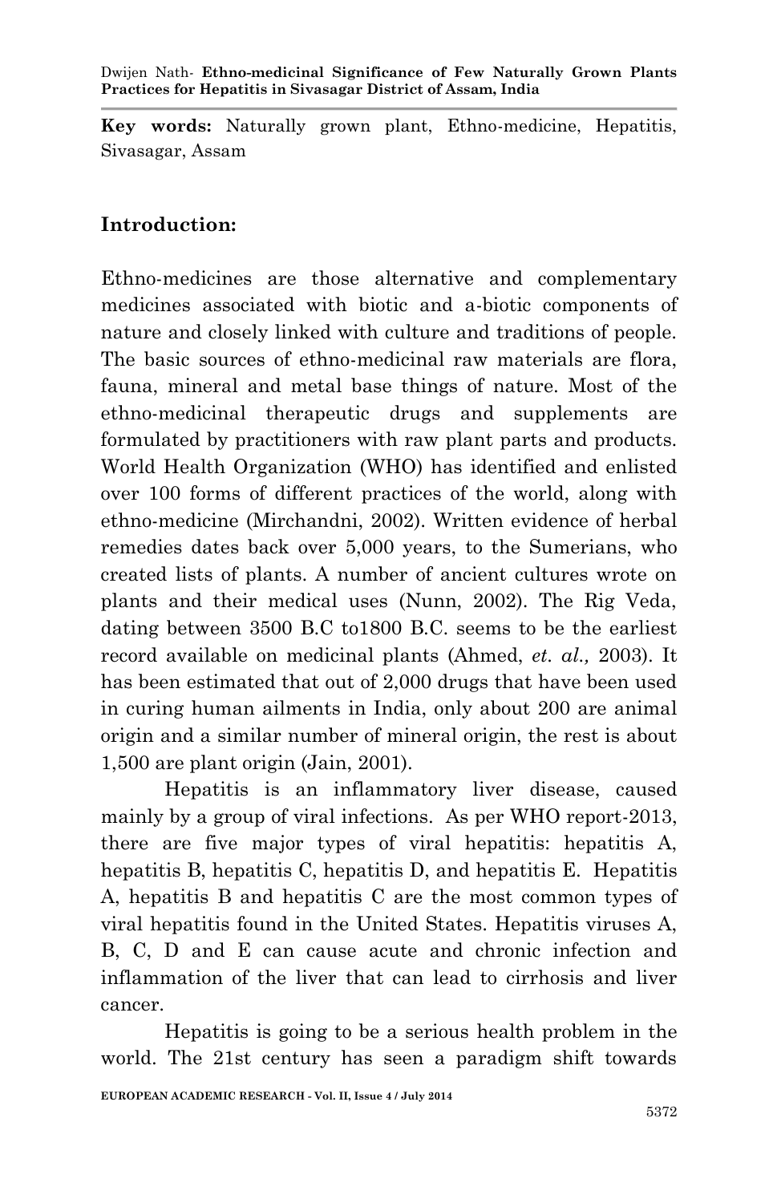**Key words:** Naturally grown plant, Ethno-medicine, Hepatitis, Sivasagar, Assam

## Introduction:

Ethno-medicines are those alternative and complementary medicines associated with biotic and a-biotic components of nature and closely linked with culture and traditions of people. The basic sources of ethno-medicinal raw materials are flora, fauna, mineral and metal base things of nature. Most of the ethno-medicinal therapeutic drugs and supplements are formulated by practitioners with raw plant parts and products. World Health Organization (WHO) has identified and enlisted over 100 forms of different practices of the world, along with ethno-medicine (Mirchandni, 2002). Written evidence of herbal remedies dates back over 5,000 years, to the Sumerians, who created lists of plants. A number of ancient cultures wrote on plants and their medical uses (Nunn, 2002). The Rig Veda, dating between 3500 B.C to1800 B.C. seems to be the earliest record available on medicinal plants (Ahmed, *et. al.,* 2003). It has been estimated that out of 2,000 drugs that have been used in curing human ailments in India, only about 200 are animal origin and a similar number of mineral origin, the rest is about 1,500 are plant origin (Jain, 2001).

Hepatitis is an inflammatory liver disease, caused mainly by a group of viral infections. As per WHO report-2013, there are five major types of viral hepatitis: hepatitis A, hepatitis B, hepatitis C, hepatitis D, and hepatitis E. Hepatitis A, hepatitis B and hepatitis C are the most common types of viral hepatitis found in the United States. Hepatitis viruses A, B, C, D and E can cause acute and chronic infection and inflammation of the liver that can lead to cirrhosis and liver cancer.

Hepatitis is going to be a serious health problem in the world. The 21st century has seen a paradigm shift towards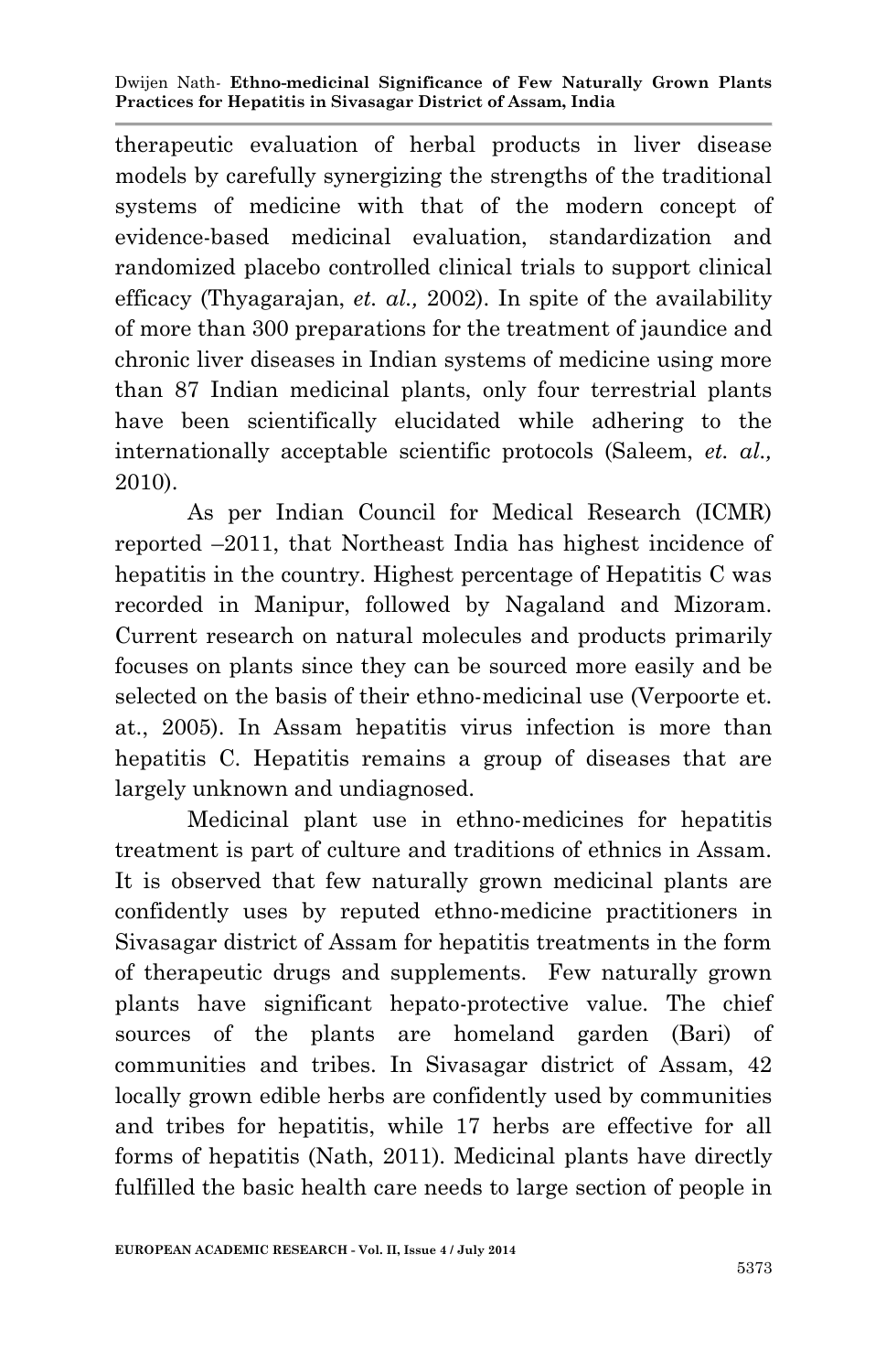therapeutic evaluation of herbal products in liver disease models by carefully synergizing the strengths of the traditional systems of medicine with that of the modern concept of evidence-based medicinal evaluation, standardization and randomized placebo controlled clinical trials to support clinical efficacy (Thyagarajan, *et. al.,* 2002). In spite of the availability of more than 300 preparations for the treatment of jaundice and chronic liver diseases in Indian systems of medicine using more than 87 Indian medicinal plants, only four terrestrial plants have been scientifically elucidated while adhering to the internationally acceptable scientific protocols (Saleem, *et. al.,* 2010).

As per Indian Council for Medical Research (ICMR) reported –2011, that Northeast India has highest incidence of hepatitis in the country. Highest percentage of Hepatitis C was recorded in Manipur, followed by Nagaland and Mizoram. Current research on natural molecules and products primarily focuses on plants since they can be sourced more easily and be selected on the basis of their ethno-medicinal use (Verpoorte et. at., 2005). In Assam hepatitis virus infection is more than hepatitis C. Hepatitis remains a group of diseases that are largely unknown and undiagnosed.

Medicinal plant use in ethno-medicines for hepatitis treatment is part of culture and traditions of ethnics in Assam. It is observed that few naturally grown medicinal plants are confidently uses by reputed ethno-medicine practitioners in Sivasagar district of Assam for hepatitis treatments in the form of therapeutic drugs and supplements. Few naturally grown plants have significant hepato-protective value. The chief sources of the plants are homeland garden (Bari) of communities and tribes. In Sivasagar district of Assam, 42 locally grown edible herbs are confidently used by communities and tribes for hepatitis, while 17 herbs are effective for all forms of hepatitis (Nath, 2011). Medicinal plants have directly fulfilled the basic health care needs to large section of people in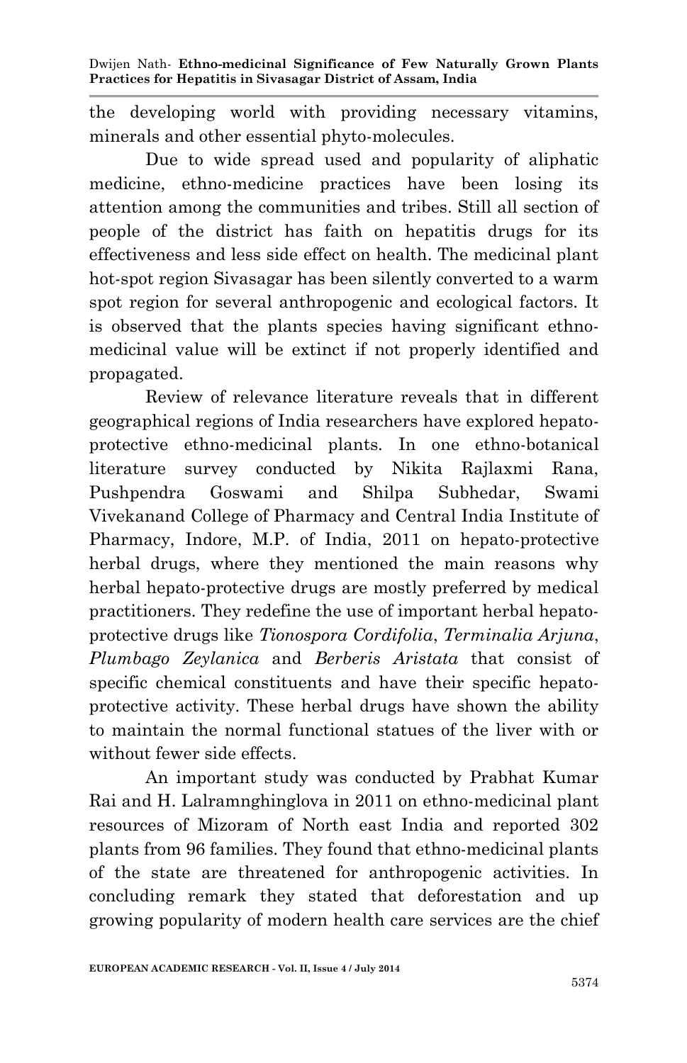the developing world with providing necessary vitamins, minerals and other essential phyto-molecules.

Due to wide spread used and popularity of aliphatic medicine, ethno-medicine practices have been losing its attention among the communities and tribes. Still all section of people of the district has faith on hepatitis drugs for its effectiveness and less side effect on health. The medicinal plant hot-spot region Sivasagar has been silently converted to a warm spot region for several anthropogenic and ecological factors. It is observed that the plants species having significant ethno-medicinal value will be extinct if not properly identified and propagated.

Review of relevance literature reveals that in different geographical regions of India researchers have explored hepato-protective ethno-medicinal plants. In one ethno-botanical literature survey conducted by Nikita Rajlaxmi Rana, Pushpendra Goswami and Shilpa Subhedar, Swami Vivekanand College of Pharmacy and Central India Institute of Pharmacy, Indore, M.P. of India, 2011 on hepato-protective herbal drugs, where they mentioned the main reasons why herbal hepato-protective drugs are mostly preferred by medical practitioners. They redefine the use of important herbal hepato-protective drugs like *Tionospora Cordifolia*, *Terminalia Arjuna*, *Plumbago Zeylanica* and *Berberis Aristata* that consist of specific chemical constituents and have their specific hepato-protective activity. These herbal drugs have shown the ability to maintain the normal functional statues of the liver with or without fewer side effects.

An important study was conducted by Prabhat Kumar Rai and H. Lalramnghinglova in 2011 on ethno-medicinal plant resources of Mizoram of North east India and reported 302 plants from 96 families. They found that ethno-medicinal plants of the state are threatened for anthropogenic activities. In concluding remark they stated that deforestation and up growing popularity of modern health care services are the chief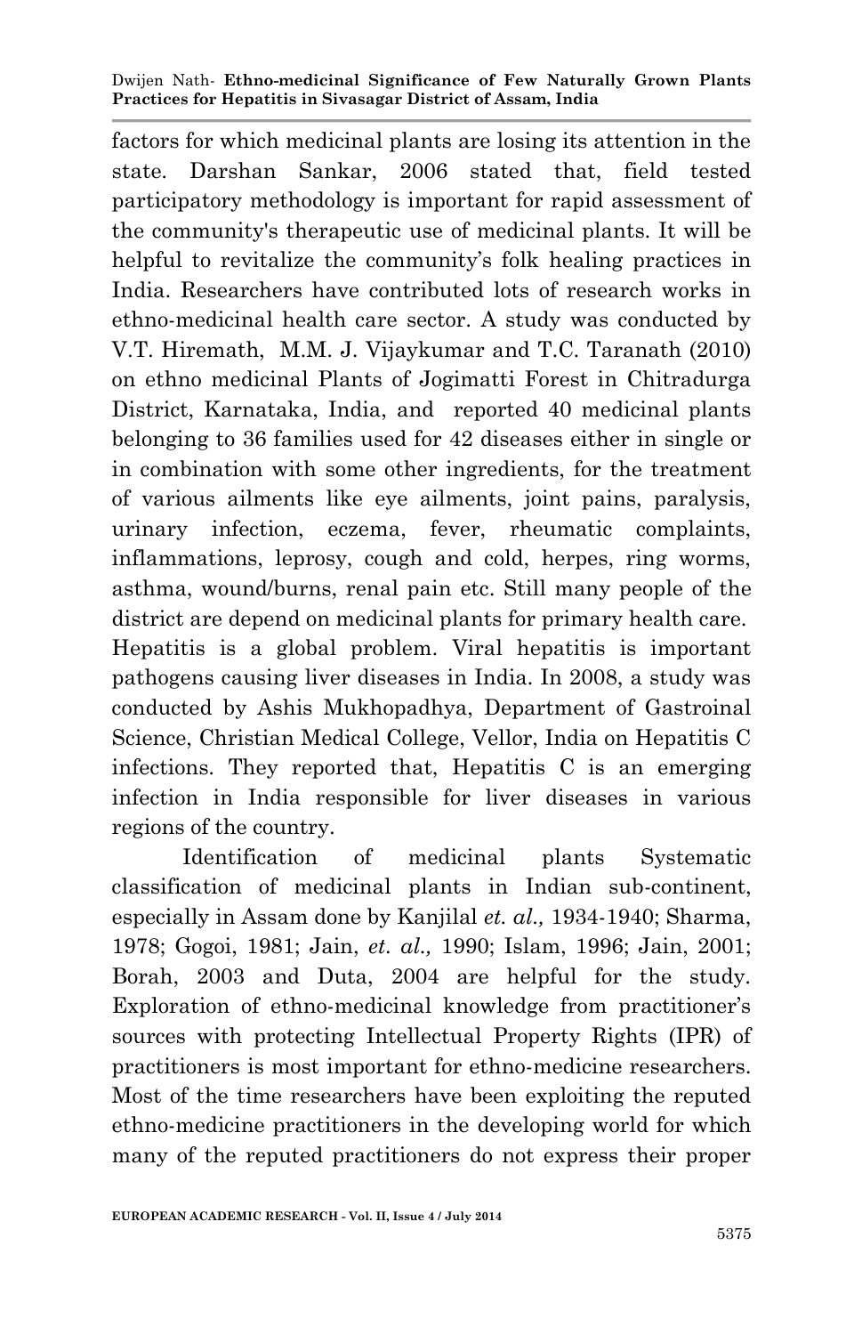factors for which medicinal plants are losing its attention in the state. Darshan Sankar, 2006 stated that, field tested participatory methodology is important for rapid assessment of the community's therapeutic use of medicinal plants. It will be helpful to revitalize the community's folk healing practices in India. Researchers have contributed lots of research works in ethno-medicinal health care sector. A study was conducted by V.T. Hiremath, M.M. J. Vijaykumar and T.C. Taranath (2010) on ethno medicinal Plants of Jogimatti Forest in Chitradurga District, Karnataka, India, and reported 40 medicinal plants belonging to 36 families used for 42 diseases either in single or in combination with some other ingredients, for the treatment of various ailments like eye ailments, joint pains, paralysis, urinary infection, eczema, fever, rheumatic complaints, inflammations, leprosy, cough and cold, herpes, ring worms, asthma, wound/burns, renal pain etc. Still many people of the district are depend on medicinal plants for primary health care. Hepatitis is a global problem. Viral hepatitis is important pathogens causing liver diseases in India. In 2008, a study was conducted by Ashis Mukhopadhya, Department of Gastroinal Science, Christian Medical College, Vellor, India on Hepatitis C infections. They reported that, Hepatitis C is an emerging infection in India responsible for liver diseases in various regions of the country.

Identification of medicinal plants Systematic classification of medicinal plants in Indian sub-continent, especially in Assam done by Kanjilal *et. al.,* 1934-1940; Sharma, 1978; Gogoi, 1981; Jain, *et. al.,* 1990; Islam, 1996; Jain, 2001; Borah, 2003 and Duta, 2004 are helpful for the study. Exploration of ethno-medicinal knowledge from practitioner's sources with protecting Intellectual Property Rights (IPR) of practitioners is most important for ethno-medicine researchers. Most of the time researchers have been exploiting the reputed ethno-medicine practitioners in the developing world for which many of the reputed practitioners do not express their proper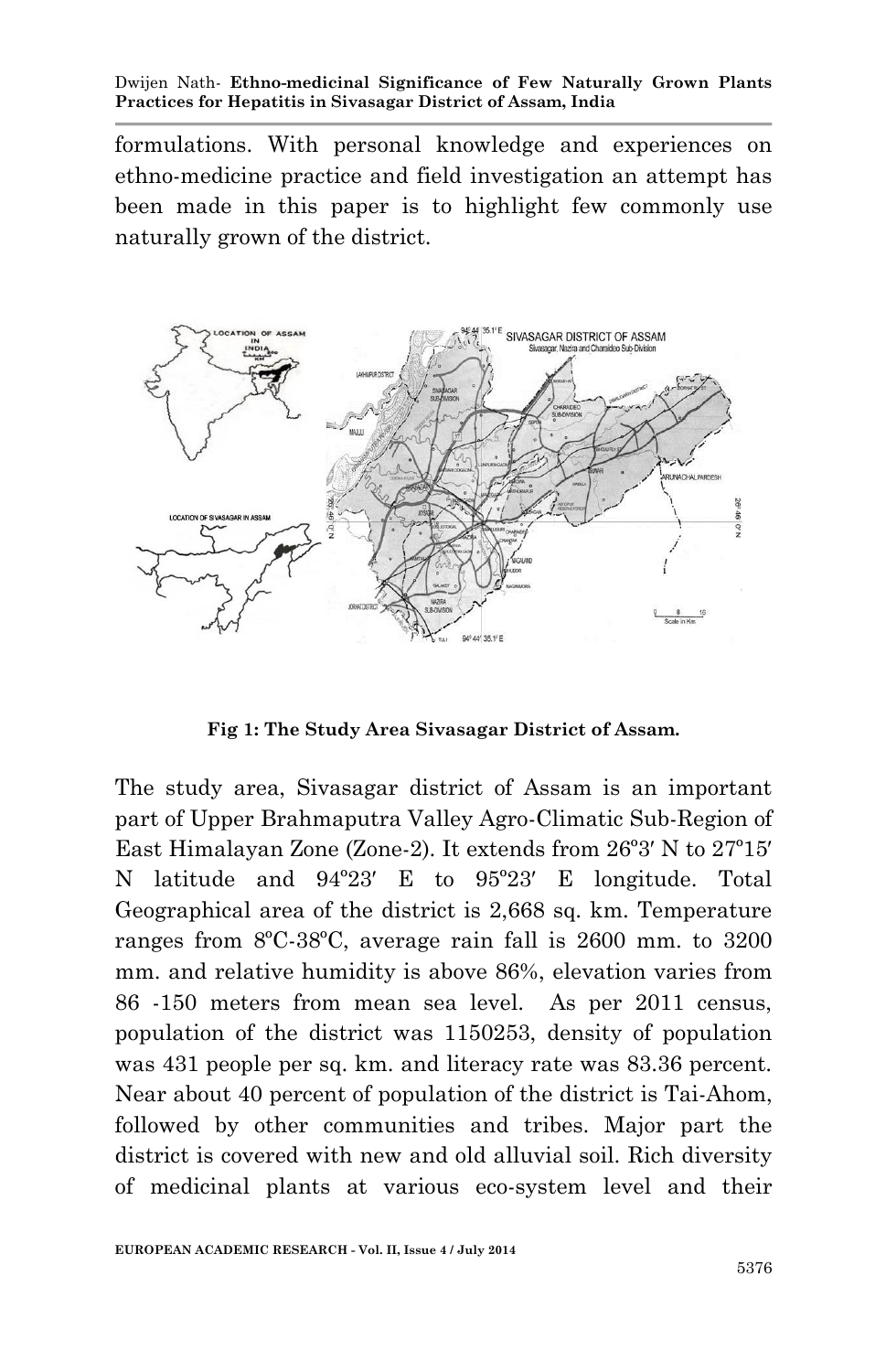formulations. With personal knowledge and experiences on ethno-medicine practice and field investigation an attempt has been made in this paper is to highlight few commonly use naturally grown of the district.

**Fig 1: The Study Area Sivasagar District of Assam.**

The study area, Sivasagar district of Assam is an important part of Upper Brahmaputra Valley Agro-Climatic Sub-Region of East Himalayan Zone (Zone-2). It extends from 26º3′ N to 27º15′ N latitude and 94º23′ E to 95º23′ E longitude. Total Geographical area of the district is 2,668 sq. km. Temperature ranges from 8ºC-38ºC, average rain fall is 2600 mm. to 3200 mm. and relative humidity is above 86%, elevation varies from 86 -150 meters from mean sea level. As per 2011 census, population of the district was 1150253, density of population was 431 people per sq. km. and literacy rate was 83.36 percent. Near about 40 percent of population of the district is Tai-Ahom, followed by other communities and tribes. Major part the district is covered with new and old alluvial soil. Rich diversity of medicinal plants at various eco-system level and their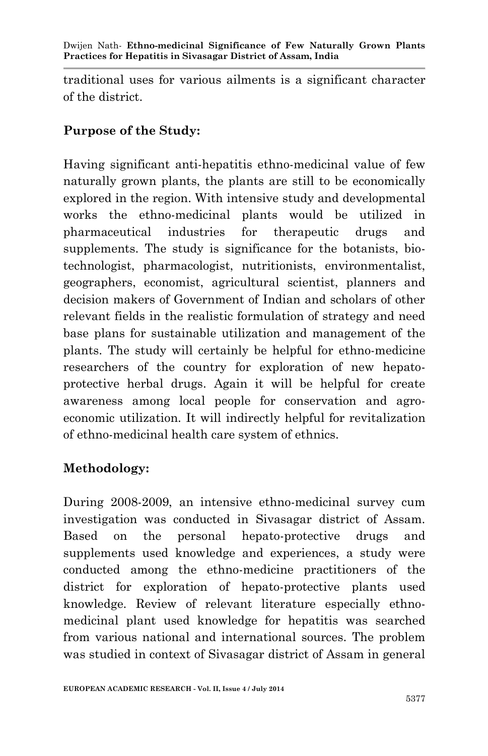traditional uses for various ailments is a significant character of the district.

## Purpose of the Study:

Having significant anti-hepatitis ethno-medicinal value of few naturally grown plants, the plants are still to be economically explored in the region. With intensive study and developmental works the ethno-medicinal plants would be utilized in pharmaceutical industries for therapeutic drugs and supplements. The study is significance for the botanists, bio-technologist, pharmacologist, nutritionists, environmentalist, geographers, economist, agricultural scientist, planners and decision makers of Government of Indian and scholars of other relevant fields in the realistic formulation of strategy and need base plans for sustainable utilization and management of the plants. The study will certainly be helpful for ethno-medicine researchers of the country for exploration of new hepato-protective herbal drugs. Again it will be helpful for create awareness among local people for conservation and agro-economic utilization. It will indirectly helpful for revitalization of ethno-medicinal health care system of ethnics.

## Methodology:

During 2008-2009, an intensive ethno-medicinal survey cum investigation was conducted in Sivasagar district of Assam. Based on the personal hepato-protective drugs and supplements used knowledge and experiences, a study were conducted among the ethno-medicine practitioners of the district for exploration of hepato-protective plants used knowledge. Review of relevant literature especially ethno-medicinal plant used knowledge for hepatitis was searched from various national and international sources. The problem was studied in context of Sivasagar district of Assam in general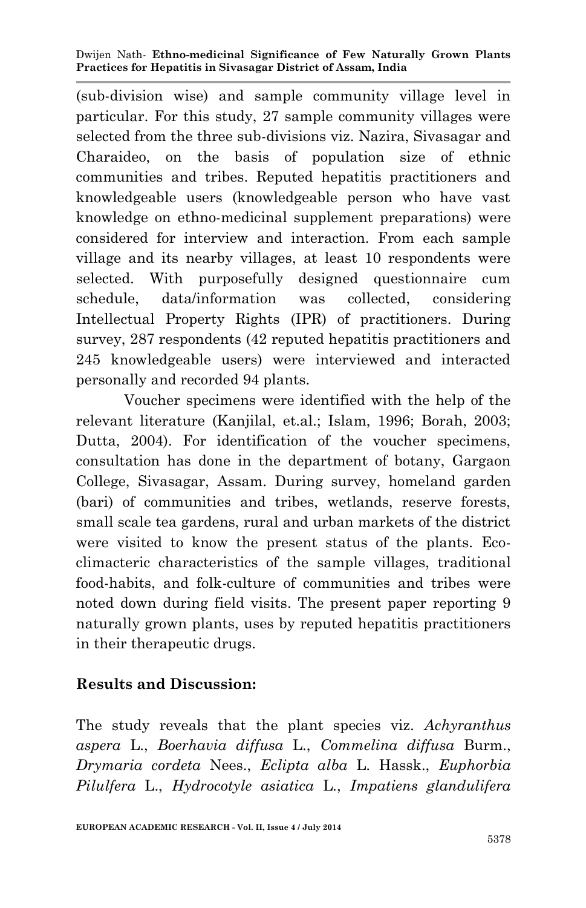(sub-division wise) and sample community village level in particular. For this study, 27 sample community villages were selected from the three sub-divisions viz. Nazira, Sivasagar and Charaideo, on the basis of population size of ethnic communities and tribes. Reputed hepatitis practitioners and knowledgeable users (knowledgeable person who have vast knowledge on ethno-medicinal supplement preparations) were considered for interview and interaction. From each sample village and its nearby villages, at least 10 respondents were selected. With purposefully designed questionnaire cum schedule, data/information was collected, considering Intellectual Property Rights (IPR) of practitioners. During survey, 287 respondents (42 reputed hepatitis practitioners and 245 knowledgeable users) were interviewed and interacted personally and recorded 94 plants.

Voucher specimens were identified with the help of the relevant literature (Kanjilal, et.al.; Islam, 1996; Borah, 2003; Dutta, 2004). For identification of the voucher specimens, consultation has done in the department of botany, Gargaon College, Sivasagar, Assam. During survey, homeland garden (bari) of communities and tribes, wetlands, reserve forests, small scale tea gardens, rural and urban markets of the district were visited to know the present status of the plants. Eco-climacteric characteristics of the sample villages, traditional food-habits, and folk-culture of communities and tribes were noted down during field visits. The present paper reporting 9 naturally grown plants, uses by reputed hepatitis practitioners in their therapeutic drugs.

**Results and Discussion:**

The study reveals that the plant species viz. *Achyranthus aspera* L., *Boerhavia diffusa* L., *Commelina diffusa* Burm., *Drymaria cordeta* Nees., *Eclipta alba* L. Hassk., *Euphorbia Pilulfera* L., *Hydrocotyle asiatica* L., *Impatiens glandulifera*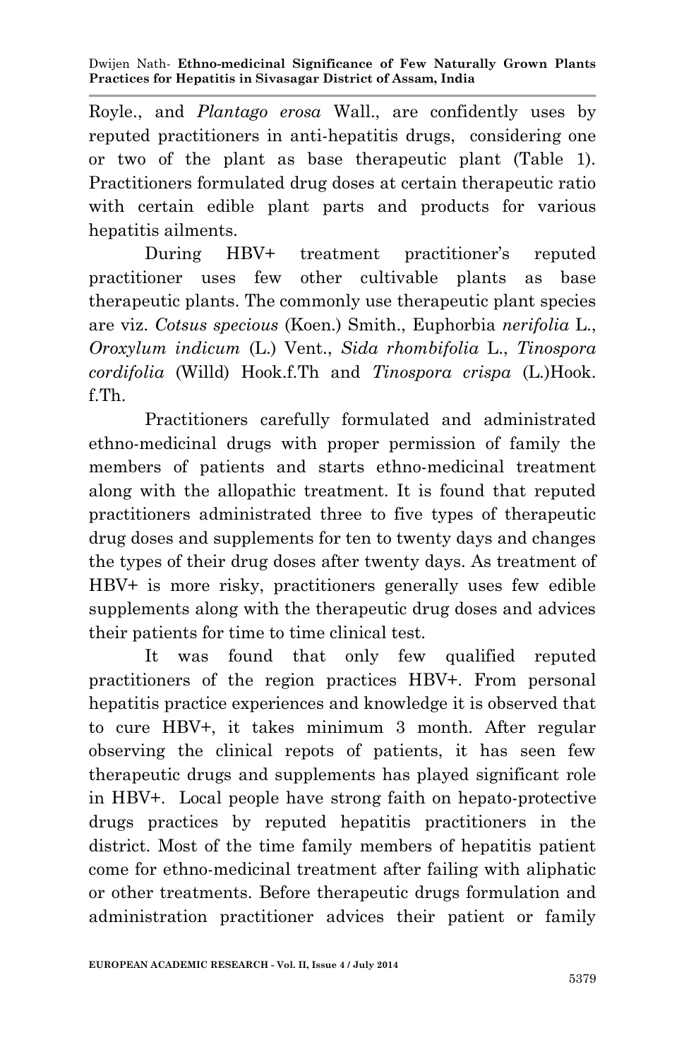Royle., and *Plantago erosa* Wall., are confidently uses by reputed practitioners in anti-hepatitis drugs, considering one or two of the plant as base therapeutic plant (Table 1). Practitioners formulated drug doses at certain therapeutic ratio with certain edible plant parts and products for various hepatitis ailments.

During HBV+ treatment practitioner's reputed practitioner uses few other cultivable plants as base therapeutic plants. The commonly use therapeutic plant species are viz. *Cotsus specious* (Koen.) Smith., Euphorbia *nerifolia* L., *Oroxylum indicum* (L.) Vent., *Sida rhombifolia* L., *Tinospora cordifolia* (Willd) Hook.f.Th and *Tinospora crispa* (L.)Hook. f.Th.

Practitioners carefully formulated and administrated ethno-medicinal drugs with proper permission of family the members of patients and starts ethno-medicinal treatment along with the allopathic treatment. It is found that reputed practitioners administrated three to five types of therapeutic drug doses and supplements for ten to twenty days and changes the types of their drug doses after twenty days. As treatment of HBV+ is more risky, practitioners generally uses few edible supplements along with the therapeutic drug doses and advices their patients for time to time clinical test.

It was found that only few qualified reputed practitioners of the region practices HBV+. From personal hepatitis practice experiences and knowledge it is observed that to cure HBV+, it takes minimum 3 month. After regular observing the clinical repots of patients, it has seen few therapeutic drugs and supplements has played significant role in HBV+. Local people have strong faith on hepato-protective drugs practices by reputed hepatitis practitioners in the district. Most of the time family members of hepatitis patient come for ethno-medicinal treatment after failing with aliphatic or other treatments. Before therapeutic drugs formulation and administration practitioner advices their patient or family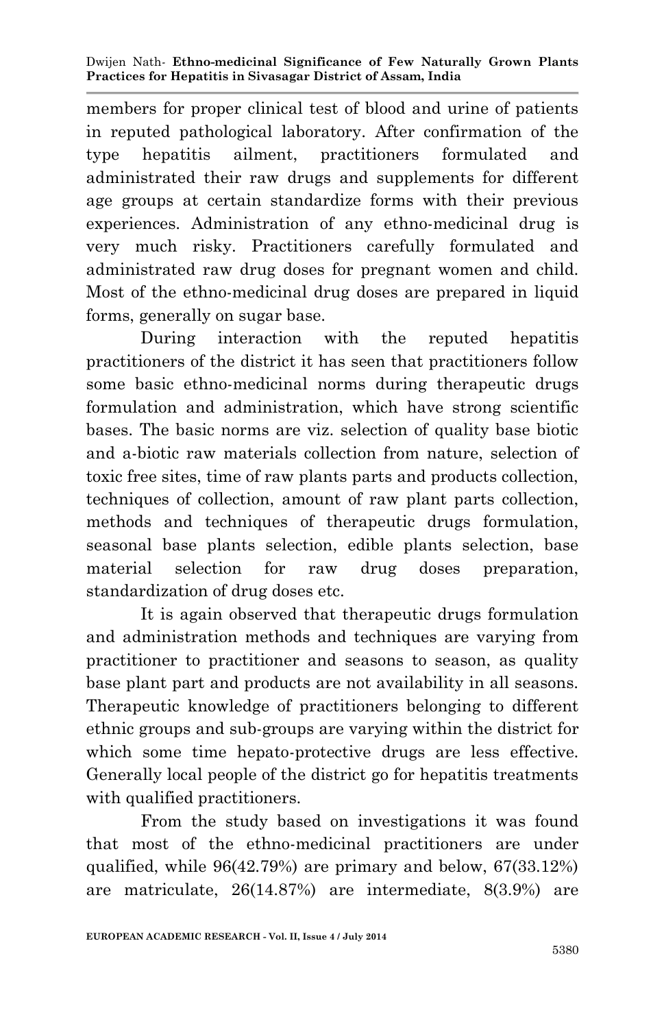members for proper clinical test of blood and urine of patients in reputed pathological laboratory. After confirmation of the type hepatitis ailment, practitioners formulated and administrated their raw drugs and supplements for different age groups at certain standardize forms with their previous experiences. Administration of any ethno-medicinal drug is very much risky. Practitioners carefully formulated and administrated raw drug doses for pregnant women and child. Most of the ethno-medicinal drug doses are prepared in liquid forms, generally on sugar base.

During interaction with the reputed hepatitis practitioners of the district it has seen that practitioners follow some basic ethno-medicinal norms during therapeutic drugs formulation and administration, which have strong scientific bases. The basic norms are viz. selection of quality base biotic and a-biotic raw materials collection from nature, selection of toxic free sites, time of raw plants parts and products collection, techniques of collection, amount of raw plant parts collection, methods and techniques of therapeutic drugs formulation, seasonal base plants selection, edible plants selection, base material selection for raw drug doses preparation, standardization of drug doses etc.

It is again observed that therapeutic drugs formulation and administration methods and techniques are varying from practitioner to practitioner and seasons to season, as quality base plant part and products are not availability in all seasons. Therapeutic knowledge of practitioners belonging to different ethnic groups and sub-groups are varying within the district for which some time hepato-protective drugs are less effective. Generally local people of the district go for hepatitis treatments with qualified practitioners.

From the study based on investigations it was found that most of the ethno-medicinal practitioners are under qualified, while 96(42.79%) are primary and below, 67(33.12%) are matriculate, 26(14.87%) are intermediate, 8(3.9%) are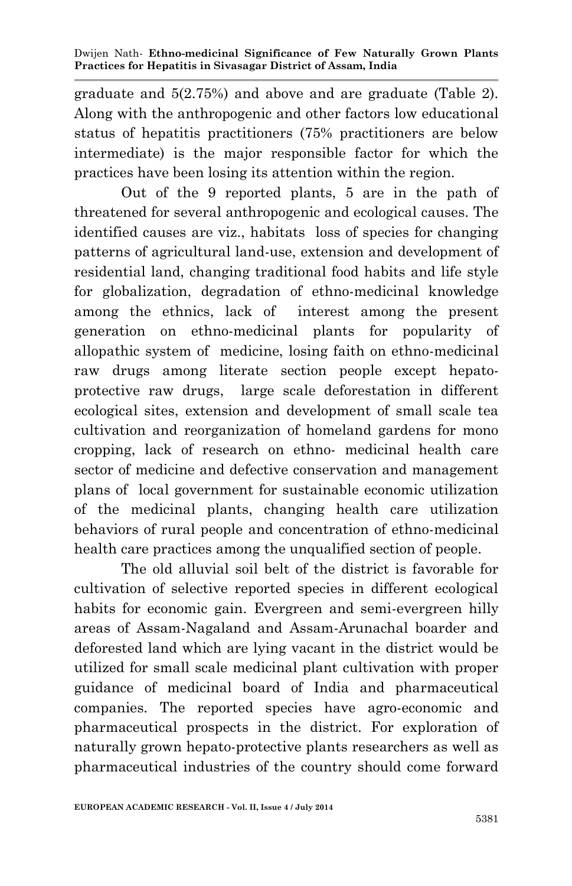graduate and 5(2.75%) and above and are graduate (Table 2). Along with the anthropogenic and other factors low educational status of hepatitis practitioners (75% practitioners are below intermediate) is the major responsible factor for which the practices have been losing its attention within the region.

Out of the 9 reported plants, 5 are in the path of threatened for several anthropogenic and ecological causes. The identified causes are viz., habitats loss of species for changing patterns of agricultural land-use, extension and development of residential land, changing traditional food habits and life style for globalization, degradation of ethno-medicinal knowledge among the ethnics, lack of interest among the present generation on ethno-medicinal plants for popularity of allopathic system of medicine, losing faith on ethno-medicinal raw drugs among literate section people except hepato-protective raw drugs, large scale deforestation in different ecological sites, extension and development of small scale tea cultivation and reorganization of homeland gardens for mono cropping, lack of research on ethno- medicinal health care sector of medicine and defective conservation and management plans of local government for sustainable economic utilization of the medicinal plants, changing health care utilization behaviors of rural people and concentration of ethno-medicinal health care practices among the unqualified section of people.

The old alluvial soil belt of the district is favorable for cultivation of selective reported species in different ecological habits for economic gain. Evergreen and semi-evergreen hilly areas of Assam-Nagaland and Assam-Arunachal boarder and deforested land which are lying vacant in the district would be utilized for small scale medicinal plant cultivation with proper guidance of medicinal board of India and pharmaceutical companies. The reported species have agro-economic and pharmaceutical prospects in the district. For exploration of naturally grown hepato-protective plants researchers as well as pharmaceutical industries of the country should come forward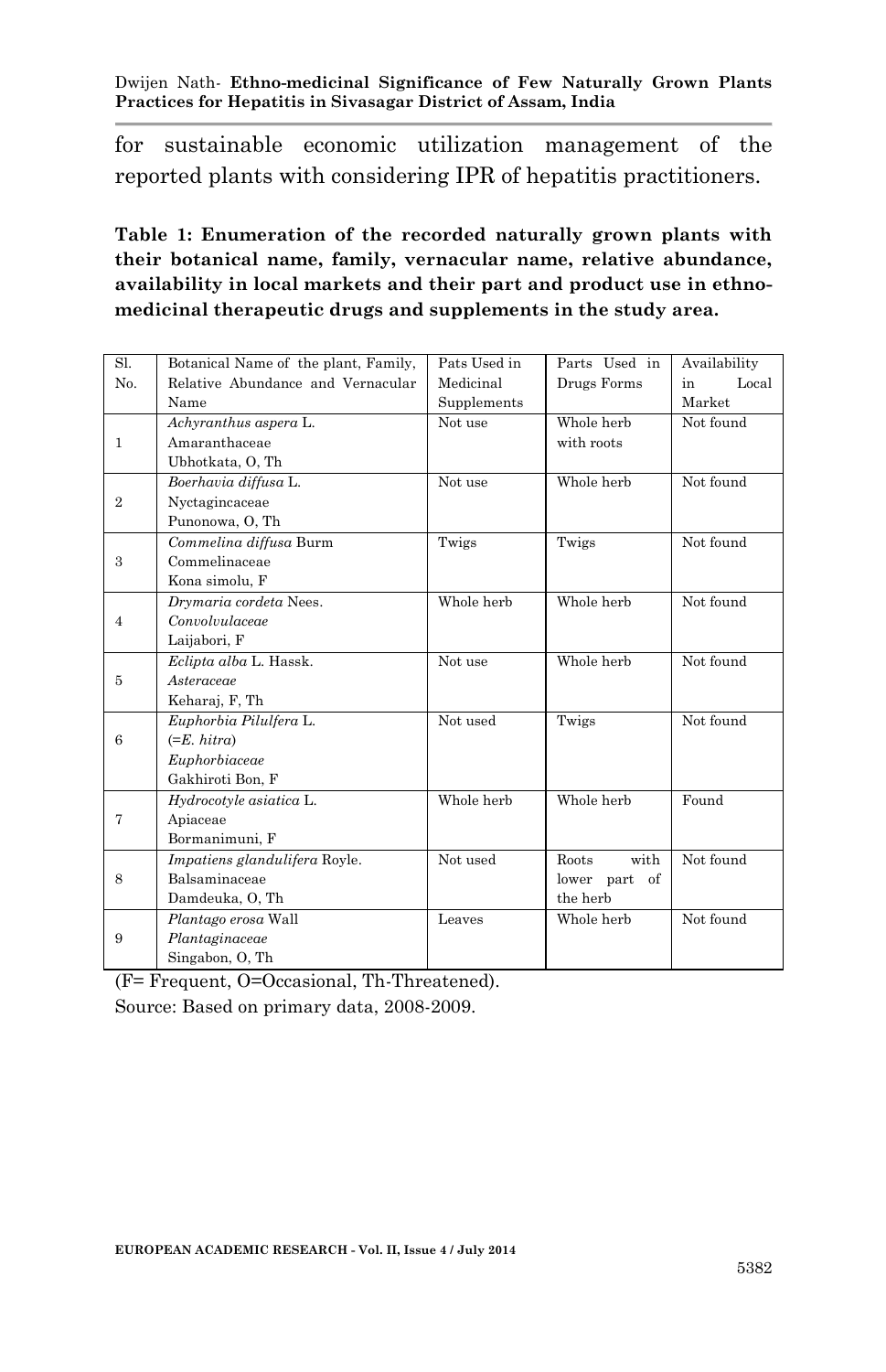for sustainable economic utilization management of the reported plants with considering IPR of hepatitis practitioners.

**Table 1: Enumeration of the recorded naturally grown plants with their botanical name, family, vernacular name, relative abundance, availability in local markets and their part and product use in ethno-medicinal therapeutic drugs and supplements in the study area.**

| Sl. No. | Botanical Name of the plant, Family, Relative Abundance and Vernacular Name | Pats Used in Medicinal Supplements | Parts Used in Drugs Forms | Availability in Local Market |
|---|---|---|---|---|
| 1 | *Achyranthus aspera* L.<br>Amaranthaceae<br>Ubhotkata, O, Th | Not use | Whole herb with roots | Not found |
| 2 | *Boerhavia diffusa* L.<br>Nyctagincaceae<br>Punonowa, O, Th | Not use | Whole herb | Not found |
| 3 | *Commelina diffusa* Burm<br>Commelinaceae<br>Kona simolu, F | Twigs | Twigs | Not found |
| 4 | *Drymaria cordeta* Nees.<br>*Convolvulaceae*<br>Laijabori, F | Whole herb | Whole herb | Not found |
| 5 | *Eclipta alba* L. Hassk.<br>*Asteraceae*<br>Keharaj, F, Th | Not use | Whole herb | Not found |
| 6 | *Euphorbia Pilulfera* L.<br>(=*E. hitra*)<br>*Euphorbiaceae*<br>Gakhiroti Bon, F | Not used | Twigs | Not found |
| 7 | *Hydrocotyle asiatica* L.<br>Apiaceae<br>Bormanimuni, F | Whole herb | Whole herb | Found |
| 8 | *Impatiens glandulifera* Royle.<br>Balsaminaceae<br>Damdeuka, O, Th | Not used | Roots with lower part of the herb | Not found |
| 9 | *Plantago erosa* Wall<br>*Plantaginaceae*<br>Singabon, O, Th | Leaves | Whole herb | Not found |

(F= Frequent, O=Occasional, Th-Threatened).

Source: Based on primary data, 2008-2009.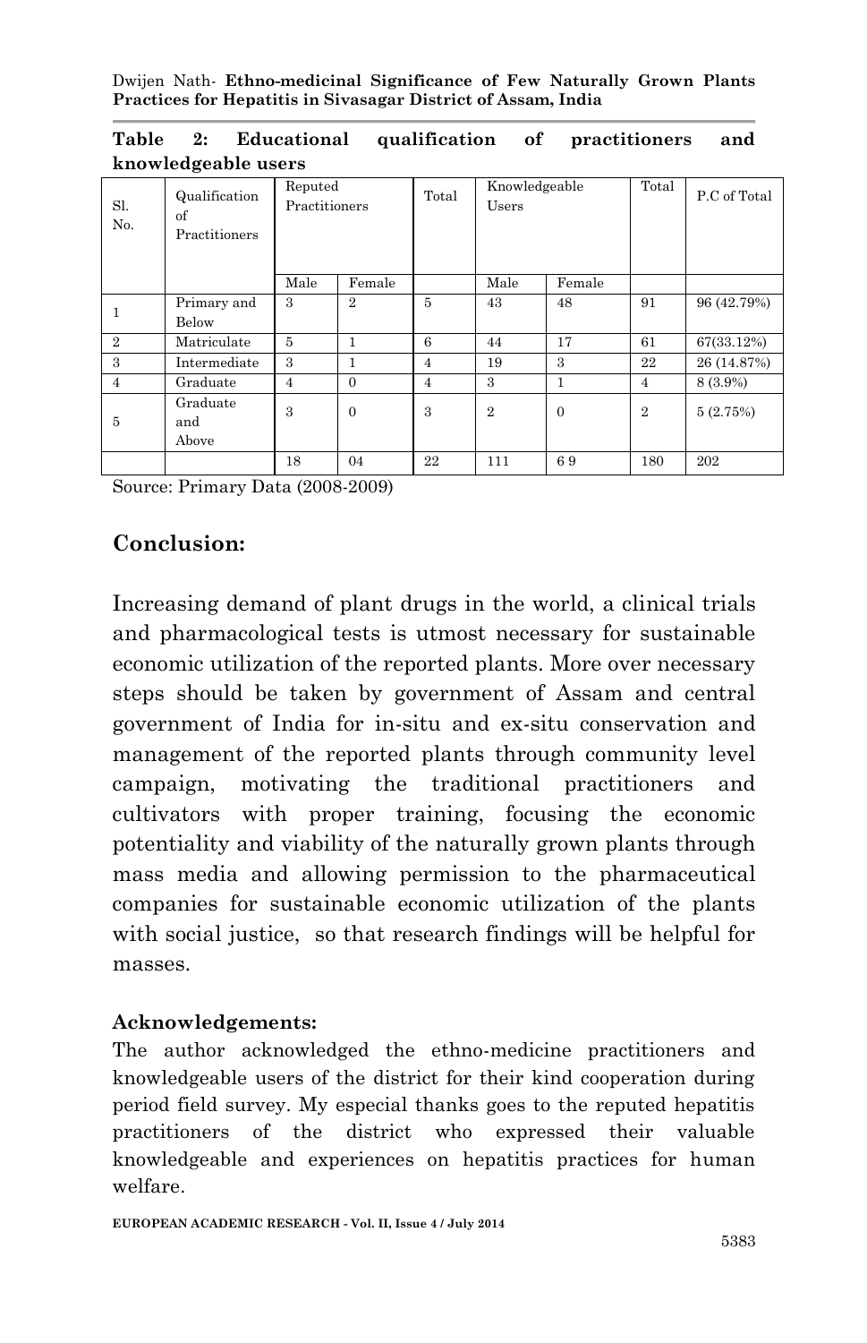**Table 2: Educational qualification of practitioners and knowledgeable users**

| Sl. No. | Qualification of Practitioners | Reputed Practitioners | | Total | Knowledgeable Users | | Total | P.C of Total |
|---|---|---|---|---|---|---|---|---|
| | | Male | Female | | Male | Female | | |
| 1 | Primary and Below | 3 | 2 | 5 | 43 | 48 | 91 | 96 (42.79%) |
| 2 | Matriculate | 5 | 1 | 6 | 44 | 17 | 61 | 67(33.12%) |
| 3 | Intermediate | 3 | 1 | 4 | 19 | 3 | 22 | 26 (14.87%) |
| 4 | Graduate | 4 | 0 | 4 | 3 | 1 | 4 | 8 (3.9%) |
| 5 | Graduate and Above | 3 | 0 | 3 | 2 | 0 | 2 | 5 (2.75%) |
| | | 18 | 04 | 22 | 111 | 6 9 | 180 | 202 |

Source: Primary Data (2008-2009)

## Conclusion:

Increasing demand of plant drugs in the world, a clinical trials and pharmacological tests is utmost necessary for sustainable economic utilization of the reported plants. More over necessary steps should be taken by government of Assam and central government of India for in-situ and ex-situ conservation and management of the reported plants through community level campaign, motivating the traditional practitioners and cultivators with proper training, focusing the economic potentiality and viability of the naturally grown plants through mass media and allowing permission to the pharmaceutical companies for sustainable economic utilization of the plants with social justice, so that research findings will be helpful for masses.

**Acknowledgements:**

The author acknowledged the ethno-medicine practitioners and knowledgeable users of the district for their kind cooperation during period field survey. My especial thanks goes to the reputed hepatitis practitioners of the district who expressed their valuable knowledgeable and experiences on hepatitis practices for human welfare.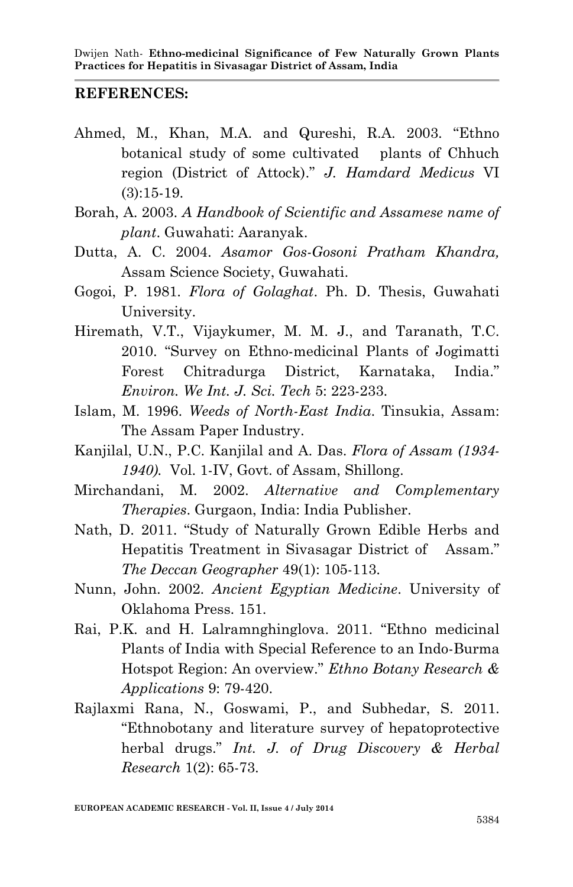## REFERENCES:

Ahmed, M., Khan, M.A. and Qureshi, R.A. 2003. "Ethno botanical study of some cultivated plants of Chhuch region (District of Attock)." *J. Hamdard Medicus* VI (3):15-19.

Borah, A. 2003. *A Handbook of Scientific and Assamese name of plant*. Guwahati: Aaranyak.

Dutta, A. C. 2004. *Asamor Gos-Gosoni Pratham Khandra,* Assam Science Society, Guwahati.

Gogoi, P. 1981. *Flora of Golaghat*. Ph. D. Thesis, Guwahati University.

Hiremath, V.T., Vijaykumer, M. M. J., and Taranath, T.C. 2010. "Survey on Ethno-medicinal Plants of Jogimatti Forest Chitradurga District, Karnataka, India." *Environ. We Int. J. Sci. Tech* 5: 223-233.

Islam, M. 1996. *Weeds of North-East India*. Tinsukia, Assam: The Assam Paper Industry.

Kanjilal, U.N., P.C. Kanjilal and A. Das. *Flora of Assam (1934-1940).* Vol. 1-IV, Govt. of Assam, Shillong.

Mirchandani, M. 2002. *Alternative and Complementary Therapies*. Gurgaon, India: India Publisher.

Nath, D. 2011. "Study of Naturally Grown Edible Herbs and Hepatitis Treatment in Sivasagar District of Assam." *The Deccan Geographer* 49(1): 105-113.

Nunn, John. 2002. *Ancient Egyptian Medicine*. University of Oklahoma Press. 151.

Rai, P.K. and H. Lalramnghinglova. 2011. "Ethno medicinal Plants of India with Special Reference to an Indo-Burma Hotspot Region: An overview." *Ethno Botany Research & Applications* 9: 79-420.

Rajlaxmi Rana, N., Goswami, P., and Subhedar, S. 2011. "Ethnobotany and literature survey of hepatoprotective herbal drugs." *Int. J. of Drug Discovery & Herbal Research* 1(2): 65-73.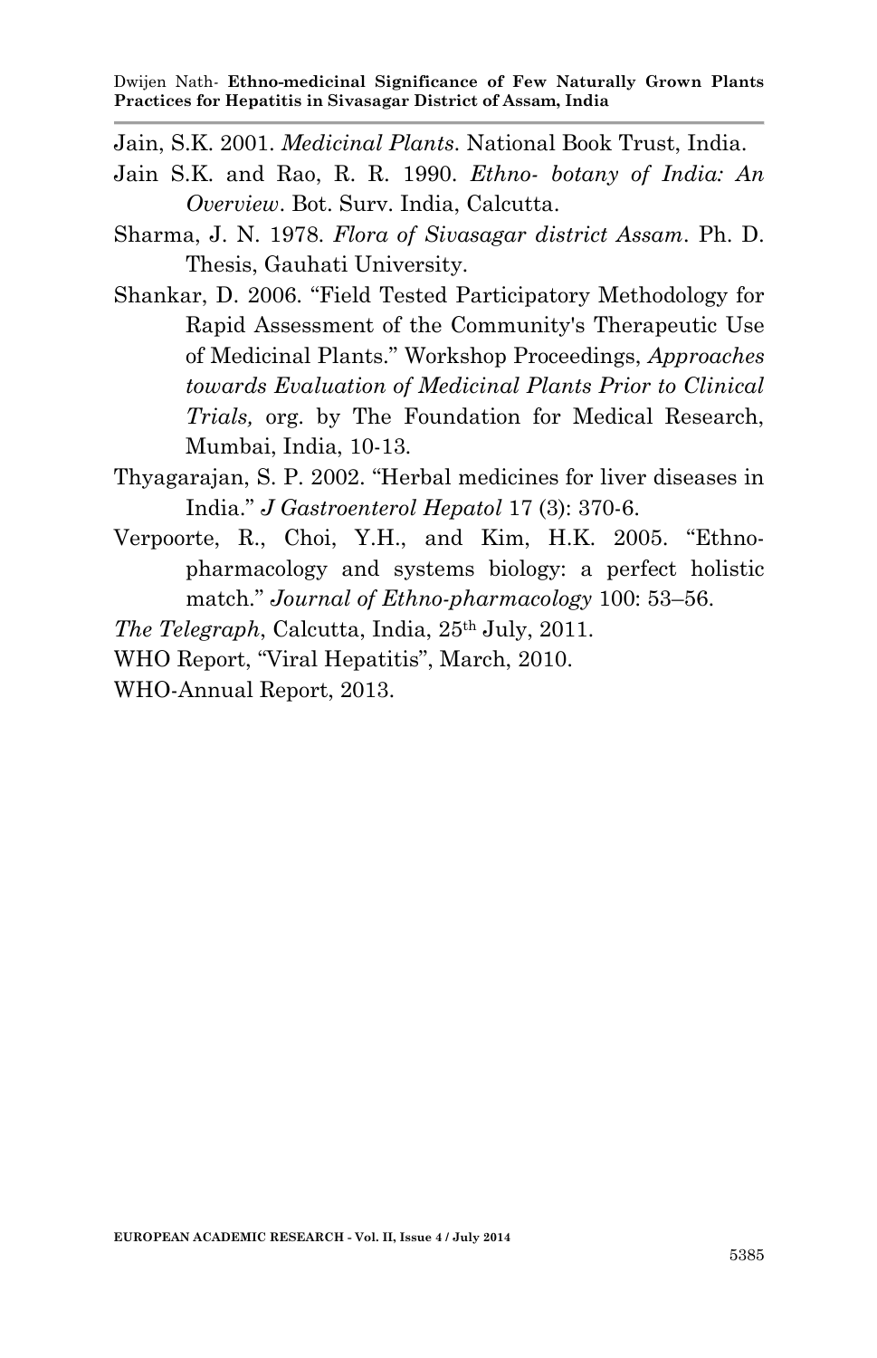Jain, S.K. 2001. *Medicinal Plants*. National Book Trust, India.

Jain S.K. and Rao, R. R. 1990. *Ethno- botany of India: An Overview*. Bot. Surv. India, Calcutta.

Sharma, J. N. 1978. *Flora of Sivasagar district Assam*. Ph. D. Thesis, Gauhati University.

Shankar, D. 2006. "Field Tested Participatory Methodology for Rapid Assessment of the Community's Therapeutic Use of Medicinal Plants." Workshop Proceedings, *Approaches towards Evaluation of Medicinal Plants Prior to Clinical Trials,* org. by The Foundation for Medical Research, Mumbai, India, 10-13.

Thyagarajan, S. P. 2002. "Herbal medicines for liver diseases in India." *J Gastroenterol Hepatol* 17 (3): 370-6.

Verpoorte, R., Choi, Y.H., and Kim, H.K. 2005. "Ethno-pharmacology and systems biology: a perfect holistic match." *Journal of Ethno-pharmacology* 100: 53–56.

*The Telegraph*, Calcutta, India, 25th July, 2011.

WHO Report, "Viral Hepatitis", March, 2010.

WHO-Annual Report, 2013.